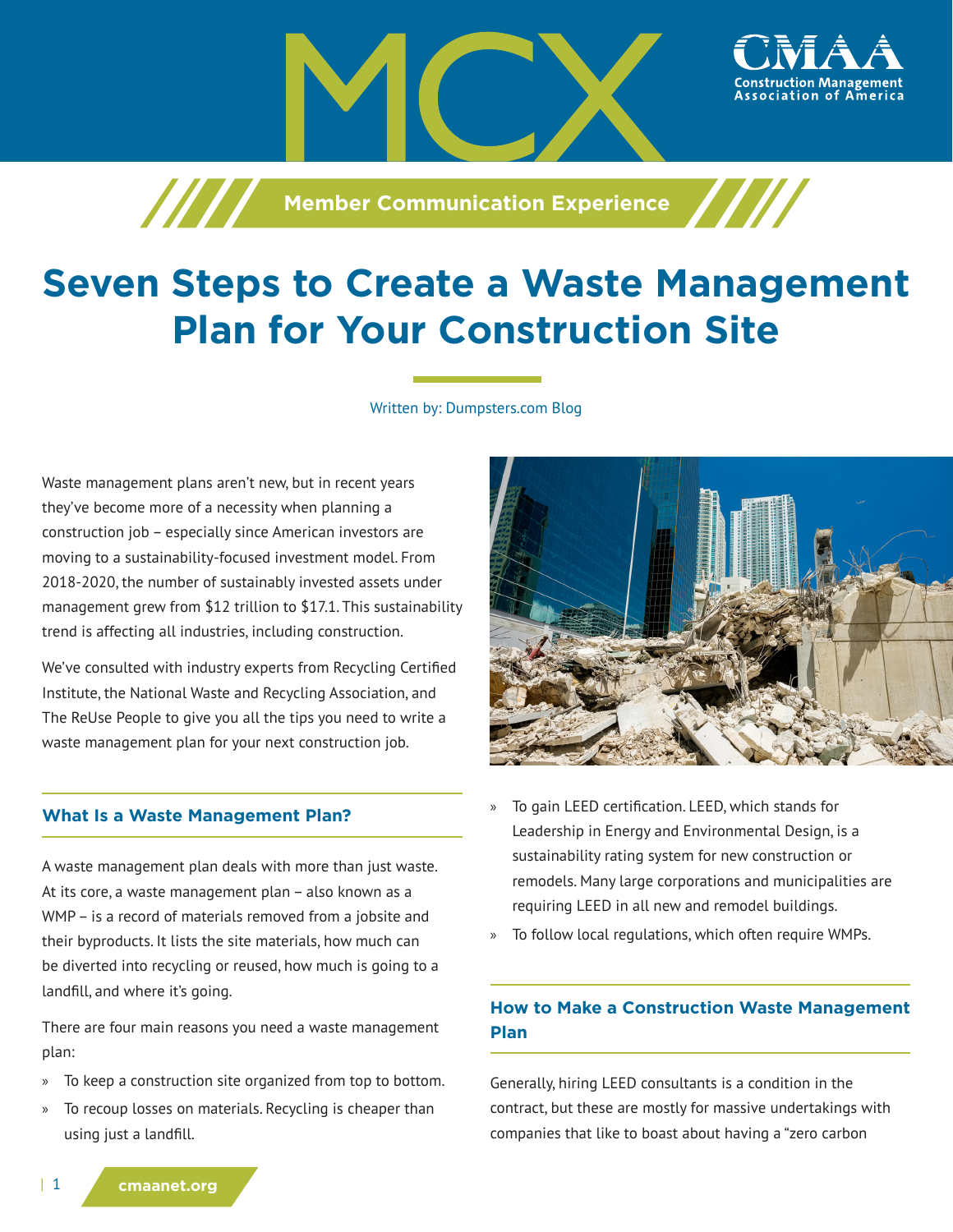# Seven Steps to Create a Waste Management Plan for Your Construction Site

Written by: Dumpsters.com Blog

Waste management plans aren't new, but in recent years they've become more of a necessity when planning a construction job – especially since American investors are moving to a sustainability-focused investment model. From 2018-2020, the number of sustainably invested assets under management grew from $12 trillion to $17.1. This sustainability trend is affecting all industries, including construction.

We've consulted with industry experts from Recycling Certified Institute, the National Waste and Recycling Association, and The ReUse People to give you all the tips you need to write a waste management plan for your next construction job.

## What Is a Waste Management Plan?

A waste management plan deals with more than just waste. At its core, a waste management plan – also known as a WMP – is a record of materials removed from a jobsite and their byproducts. It lists the site materials, how much can be diverted into recycling or reused, how much is going to a landfill, and where it's going.

There are four main reasons you need a waste management plan:

- To keep a construction site organized from top to bottom.
- To recoup losses on materials. Recycling is cheaper than using just a landfill.
- To gain LEED certification. LEED, which stands for Leadership in Energy and Environmental Design, is a sustainability rating system for new construction or remodels. Many large corporations and municipalities are requiring LEED in all new and remodel buildings.
- To follow local regulations, which often require WMPs.

## How to Make a Construction Waste Management Plan

Generally, hiring LEED consultants is a condition in the contract, but these are mostly for massive undertakings with companies that like to boast about having a "zero carbon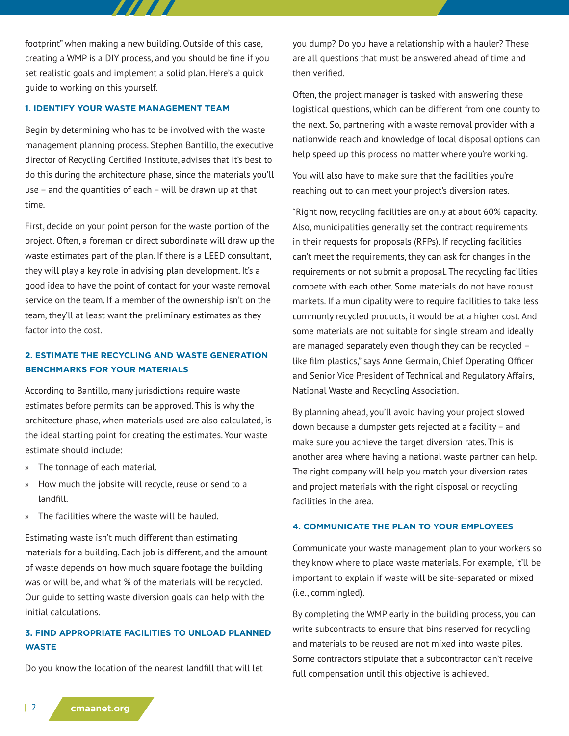footprint" when making a new building. Outside of this case, creating a WMP is a DIY process, and you should be fine if you set realistic goals and implement a solid plan. Here's a quick guide to working on this yourself.

### 1. IDENTIFY YOUR WASTE MANAGEMENT TEAM

Begin by determining who has to be involved with the waste management planning process. Stephen Bantillo, the executive director of Recycling Certified Institute, advises that it's best to do this during the architecture phase, since the materials you'll use – and the quantities of each – will be drawn up at that time.

First, decide on your point person for the waste portion of the project. Often, a foreman or direct subordinate will draw up the waste estimates part of the plan. If there is a LEED consultant, they will play a key role in advising plan development. It's a good idea to have the point of contact for your waste removal service on the team. If a member of the ownership isn't on the team, they'll at least want the preliminary estimates as they factor into the cost.

### 2. ESTIMATE THE RECYCLING AND WASTE GENERATION BENCHMARKS FOR YOUR MATERIALS

According to Bantillo, many jurisdictions require waste estimates before permits can be approved. This is why the architecture phase, when materials used are also calculated, is the ideal starting point for creating the estimates. Your waste estimate should include:

- The tonnage of each material.
- How much the jobsite will recycle, reuse or send to a landfill.
- The facilities where the waste will be hauled.

Estimating waste isn't much different than estimating materials for a building. Each job is different, and the amount of waste depends on how much square footage the building was or will be, and what % of the materials will be recycled. Our guide to setting waste diversion goals can help with the initial calculations.

### 3. FIND APPROPRIATE FACILITIES TO UNLOAD PLANNED WASTE

Do you know the location of the nearest landfill that will let you dump? Do you have a relationship with a hauler? These are all questions that must be answered ahead of time and then verified.

Often, the project manager is tasked with answering these logistical questions, which can be different from one county to the next. So, partnering with a waste removal provider with a nationwide reach and knowledge of local disposal options can help speed up this process no matter where you're working.

You will also have to make sure that the facilities you're reaching out to can meet your project's diversion rates.

"Right now, recycling facilities are only at about 60% capacity. Also, municipalities generally set the contract requirements in their requests for proposals (RFPs). If recycling facilities can't meet the requirements, they can ask for changes in the requirements or not submit a proposal. The recycling facilities compete with each other. Some materials do not have robust markets. If a municipality were to require facilities to take less commonly recycled products, it would be at a higher cost. And some materials are not suitable for single stream and ideally are managed separately even though they can be recycled – like film plastics," says Anne Germain, Chief Operating Officer and Senior Vice President of Technical and Regulatory Affairs, National Waste and Recycling Association.

By planning ahead, you'll avoid having your project slowed down because a dumpster gets rejected at a facility – and make sure you achieve the target diversion rates. This is another area where having a national waste partner can help. The right company will help you match your diversion rates and project materials with the right disposal or recycling facilities in the area.

### 4. COMMUNICATE THE PLAN TO YOUR EMPLOYEES

Communicate your waste management plan to your workers so they know where to place waste materials. For example, it'll be important to explain if waste will be site-separated or mixed (i.e., commingled).

By completing the WMP early in the building process, you can write subcontracts to ensure that bins reserved for recycling and materials to be reused are not mixed into waste piles. Some contractors stipulate that a subcontractor can't receive full compensation until this objective is achieved.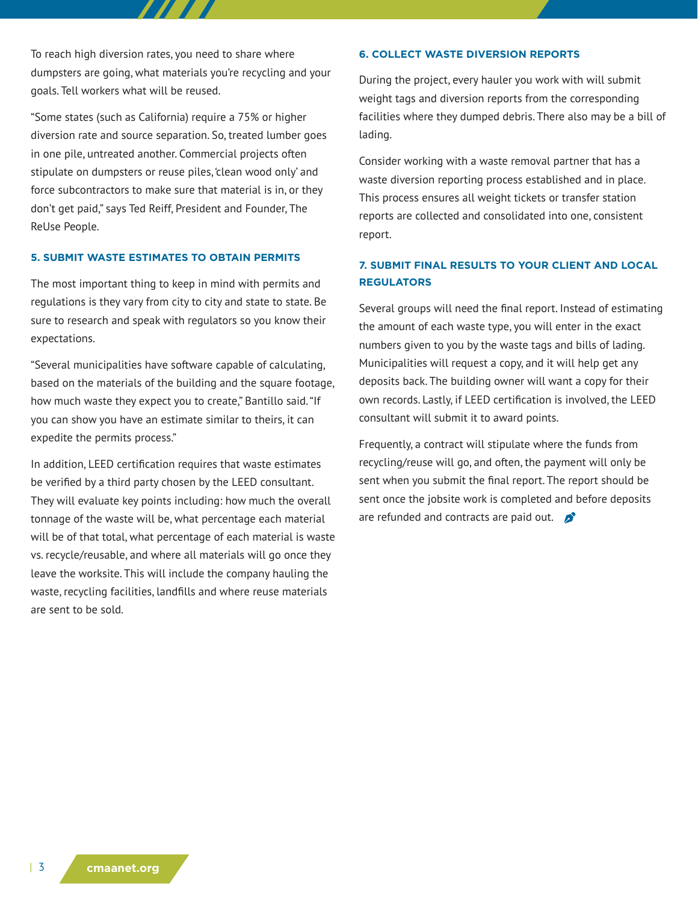To reach high diversion rates, you need to share where dumpsters are going, what materials you're recycling and your goals. Tell workers what will be reused.

"Some states (such as California) require a 75% or higher diversion rate and source separation. So, treated lumber goes in one pile, untreated another. Commercial projects often stipulate on dumpsters or reuse piles, 'clean wood only' and force subcontractors to make sure that material is in, or they don't get paid," says Ted Reiff, President and Founder, The ReUse People.

### 5. SUBMIT WASTE ESTIMATES TO OBTAIN PERMITS

The most important thing to keep in mind with permits and regulations is they vary from city to city and state to state. Be sure to research and speak with regulators so you know their expectations.

"Several municipalities have software capable of calculating, based on the materials of the building and the square footage, how much waste they expect you to create," Bantillo said. "If you can show you have an estimate similar to theirs, it can expedite the permits process."

In addition, LEED certification requires that waste estimates be verified by a third party chosen by the LEED consultant. They will evaluate key points including: how much the overall tonnage of the waste will be, what percentage each material will be of that total, what percentage of each material is waste vs. recycle/reusable, and where all materials will go once they leave the worksite. This will include the company hauling the waste, recycling facilities, landfills and where reuse materials are sent to be sold.

### 6. COLLECT WASTE DIVERSION REPORTS

During the project, every hauler you work with will submit weight tags and diversion reports from the corresponding facilities where they dumped debris. There also may be a bill of lading.

Consider working with a waste removal partner that has a waste diversion reporting process established and in place. This process ensures all weight tickets or transfer station reports are collected and consolidated into one, consistent report.

### 7. SUBMIT FINAL RESULTS TO YOUR CLIENT AND LOCAL REGULATORS

Several groups will need the final report. Instead of estimating the amount of each waste type, you will enter in the exact numbers given to you by the waste tags and bills of lading. Municipalities will request a copy, and it will help get any deposits back. The building owner will want a copy for their own records. Lastly, if LEED certification is involved, the LEED consultant will submit it to award points.

Frequently, a contract will stipulate where the funds from recycling/reuse will go, and often, the payment will only be sent when you submit the final report. The report should be sent once the jobsite work is completed and before deposits are refunded and contracts are paid out.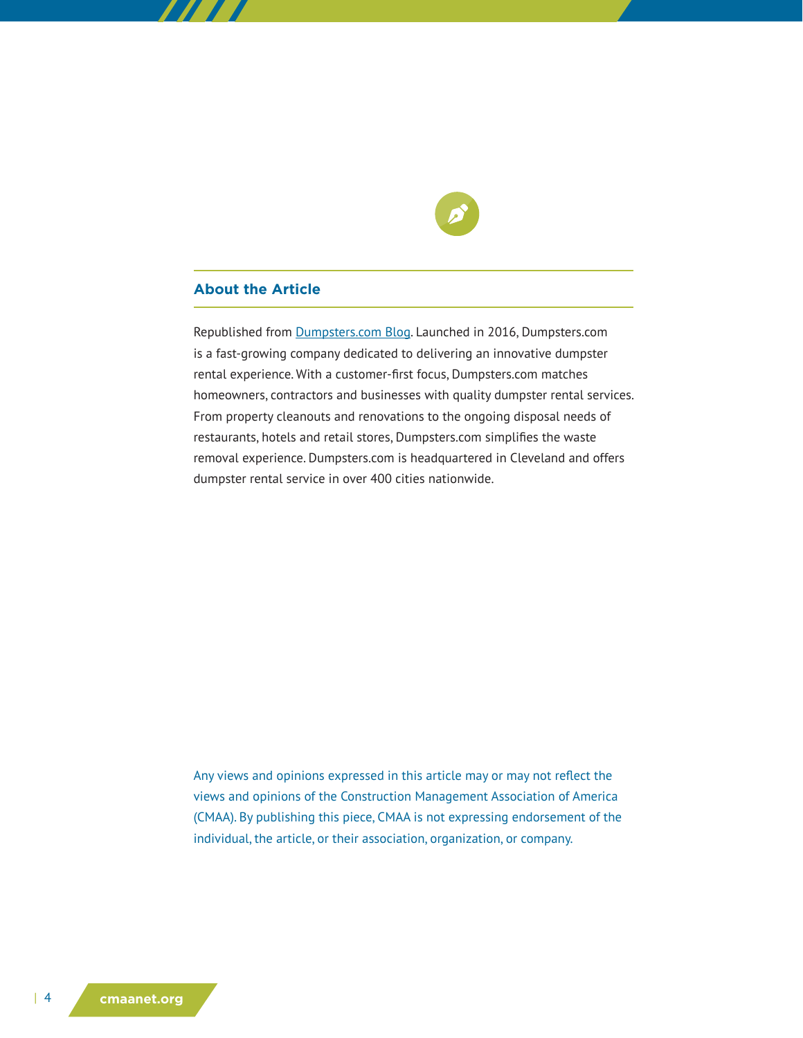## About the Article

Republished from [Dumpsters.com Blog](). Launched in 2016, Dumpsters.com is a fast-growing company dedicated to delivering an innovative dumpster rental experience. With a customer-first focus, Dumpsters.com matches homeowners, contractors and businesses with quality dumpster rental services. From property cleanouts and renovations to the ongoing disposal needs of restaurants, hotels and retail stores, Dumpsters.com simplifies the waste removal experience. Dumpsters.com is headquartered in Cleveland and offers dumpster rental service in over 400 cities nationwide.

Any views and opinions expressed in this article may or may not reflect the views and opinions of the Construction Management Association of America (CMAA). By publishing this piece, CMAA is not expressing endorsement of the individual, the article, or their association, organization, or company.